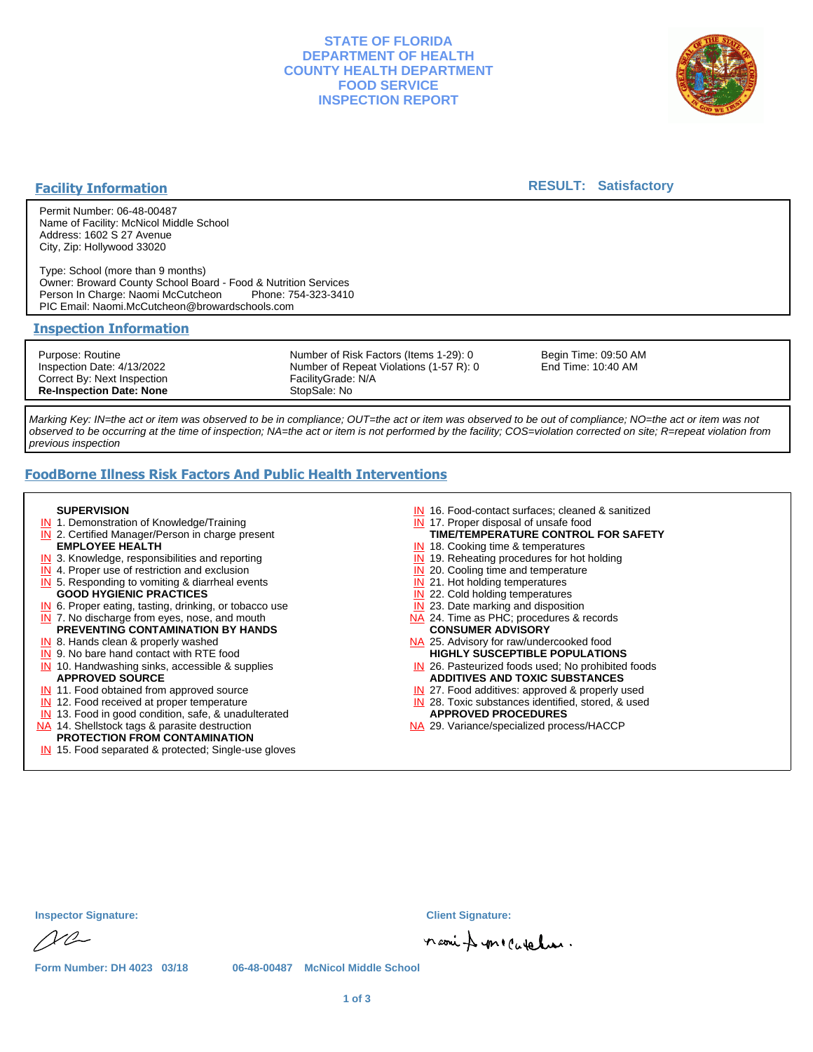# STATE OF FLORIDA
# DEPARTMENT OF HEALTH
# COUNTY HEALTH DEPARTMENT
# FOOD SERVICE
# INSPECTION REPORT

## Facility Information

**RESULT: Satisfactory**

Permit Number: 06-48-00487
Name of Facility: McNicol Middle School
Address: 1602 S 27 Avenue
City, Zip: Hollywood 33020

Type: School (more than 9 months)
Owner: Broward County School Board - Food & Nutrition Services
Person In Charge: Naomi McCutcheon Phone: 754-323-3410
PIC Email: Naomi.McCutcheon@browardschools.com

## Inspection Information

| | | |
|---|---|---|
| Purpose: Routine | Number of Risk Factors (Items 1-29): 0 | Begin Time: 09:50 AM |
| Inspection Date: 4/13/2022 | Number of Repeat Violations (1-57 R): 0 | End Time: 10:40 AM |
| Correct By: Next Inspection | FacilityGrade: N/A | |
| **Re-Inspection Date: None** | StopSale: No | |

*Marking Key: IN=the act or item was observed to be in compliance; OUT=the act or item was observed to be out of compliance; NO=the act or item was not observed to be occurring at the time of inspection; NA=the act or item is not performed by the facility; COS=violation corrected on site; R=repeat violation from previous inspection*

## FoodBorne Illness Risk Factors And Public Health Interventions

**SUPERVISION**
- IN 1. Demonstration of Knowledge/Training
- IN 2. Certified Manager/Person in charge present

**EMPLOYEE HEALTH**
- IN 3. Knowledge, responsibilities and reporting
- IN 4. Proper use of restriction and exclusion
- IN 5. Responding to vomiting & diarrheal events

**GOOD HYGIENIC PRACTICES**
- IN 6. Proper eating, tasting, drinking, or tobacco use
- IN 7. No discharge from eyes, nose, and mouth

**PREVENTING CONTAMINATION BY HANDS**
- IN 8. Hands clean & properly washed
- IN 9. No bare hand contact with RTE food
- IN 10. Handwashing sinks, accessible & supplies

**APPROVED SOURCE**
- IN 11. Food obtained from approved source
- IN 12. Food received at proper temperature
- IN 13. Food in good condition, safe, & unadulterated
- NA 14. Shellstock tags & parasite destruction

**PROTECTION FROM CONTAMINATION**
- IN 15. Food separated & protected; Single-use gloves
- IN 16. Food-contact surfaces; cleaned & sanitized
- IN 17. Proper disposal of unsafe food

**TIME/TEMPERATURE CONTROL FOR SAFETY**
- IN 18. Cooking time & temperatures
- IN 19. Reheating procedures for hot holding
- IN 20. Cooling time and temperature
- IN 21. Hot holding temperatures
- IN 22. Cold holding temperatures
- IN 23. Date marking and disposition
- NA 24. Time as PHC; procedures & records

**CONSUMER ADVISORY**
- NA 25. Advisory for raw/undercooked food

**HIGHLY SUSCEPTIBLE POPULATIONS**
- IN 26. Pasteurized foods used; No prohibited foods

**ADDITIVES AND TOXIC SUBSTANCES**
- IN 27. Food additives: approved & properly used
- IN 28. Toxic substances identified, stored, & used

**APPROVED PROCEDURES**
- NA 29. Variance/specialized process/HACCP

**Inspector Signature:** [signature]

**Client Signature:** [signature]

Form Number: DH 4023 03/18 06-48-00487 McNicol Middle School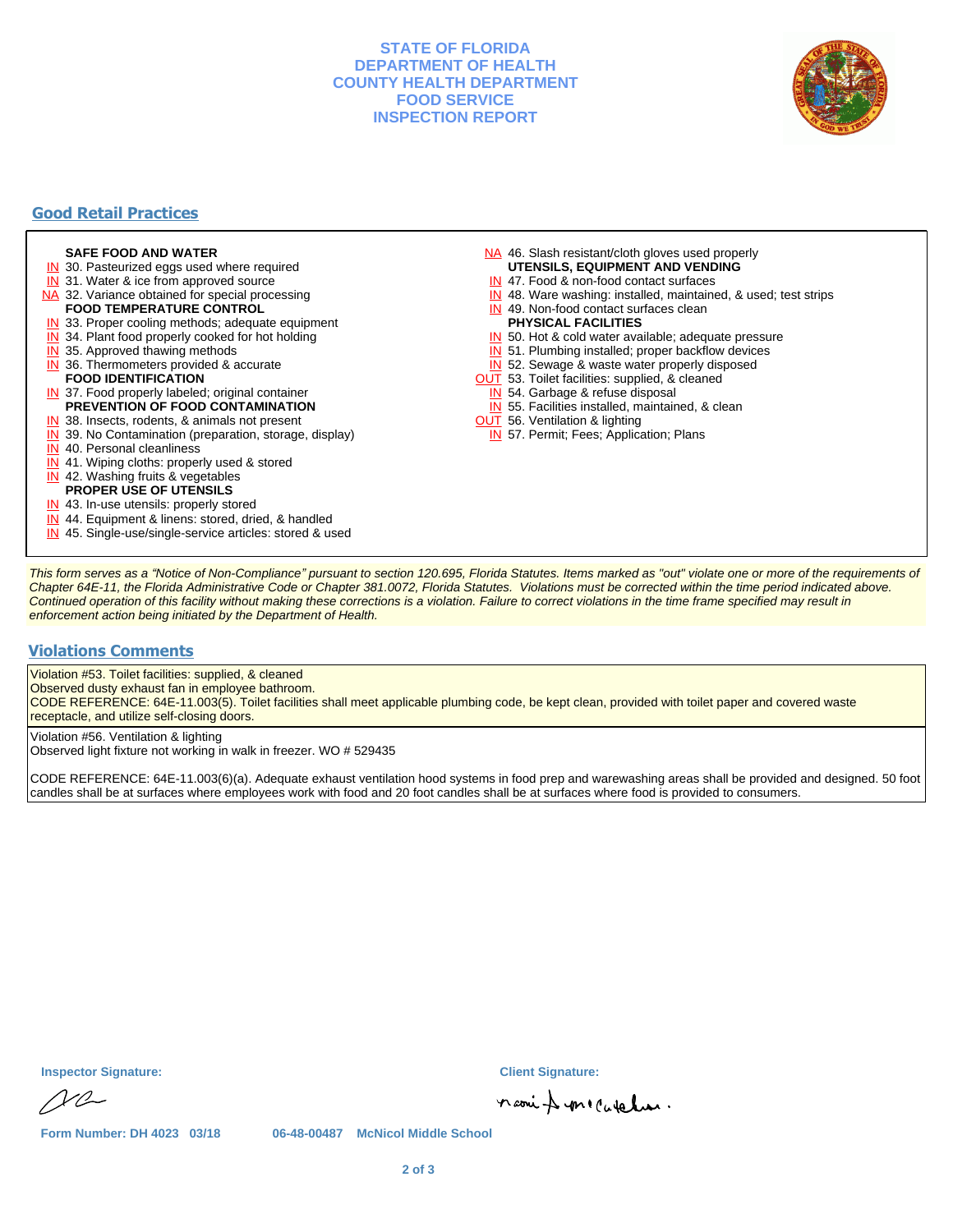**STATE OF FLORIDA**
**DEPARTMENT OF HEALTH**
**COUNTY HEALTH DEPARTMENT**
**FOOD SERVICE**
**INSPECTION REPORT**

## Good Retail Practices

**SAFE FOOD AND WATER**

- IN 30. Pasteurized eggs used where required
- IN 31. Water & ice from approved source
- NA 32. Variance obtained for special processing

**FOOD TEMPERATURE CONTROL**

- IN 33. Proper cooling methods; adequate equipment
- IN 34. Plant food properly cooked for hot holding
- IN 35. Approved thawing methods
- IN 36. Thermometers provided & accurate

**FOOD IDENTIFICATION**

- IN 37. Food properly labeled; original container

**PREVENTION OF FOOD CONTAMINATION**

- IN 38. Insects, rodents, & animals not present
- IN 39. No Contamination (preparation, storage, display)
- IN 40. Personal cleanliness
- IN 41. Wiping cloths: properly used & stored
- IN 42. Washing fruits & vegetables

**PROPER USE OF UTENSILS**

- IN 43. In-use utensils: properly stored
- IN 44. Equipment & linens: stored, dried, & handled
- IN 45. Single-use/single-service articles: stored & used
- NA 46. Slash resistant/cloth gloves used properly

**UTENSILS, EQUIPMENT AND VENDING**

- IN 47. Food & non-food contact surfaces
- IN 48. Ware washing: installed, maintained, & used; test strips
- IN 49. Non-food contact surfaces clean

**PHYSICAL FACILITIES**

- IN 50. Hot & cold water available; adequate pressure
- IN 51. Plumbing installed; proper backflow devices
- IN 52. Sewage & waste water properly disposed
- OUT 53. Toilet facilities: supplied, & cleaned
- IN 54. Garbage & refuse disposal
- IN 55. Facilities installed, maintained, & clean
- OUT 56. Ventilation & lighting
- IN 57. Permit; Fees; Application; Plans

*This form serves as a "Notice of Non-Compliance" pursuant to section 120.695, Florida Statutes. Items marked as "out" violate one or more of the requirements of Chapter 64E-11, the Florida Administrative Code or Chapter 381.0072, Florida Statutes. Violations must be corrected within the time period indicated above. Continued operation of this facility without making these corrections is a violation. Failure to correct violations in the time frame specified may result in enforcement action being initiated by the Department of Health.*

## Violations Comments

Violation #53. Toilet facilities: supplied, & cleaned
Observed dusty exhaust fan in employee bathroom.
CODE REFERENCE: 64E-11.003(5). Toilet facilities shall meet applicable plumbing code, be kept clean, provided with toilet paper and covered waste receptacle, and utilize self-closing doors.

Violation #56. Ventilation & lighting
Observed light fixture not working in walk in freezer. WO # 529435

CODE REFERENCE: 64E-11.003(6)(a). Adequate exhaust ventilation hood systems in food prep and warewashing areas shall be provided and designed. 50 foot candles shall be at surfaces where employees work with food and 20 foot candles shall be at surfaces where food is provided to consumers.

**Inspector Signature:**

**Client Signature:**

**Form Number: DH 4023 03/18** 06-48-00487 McNicol Middle School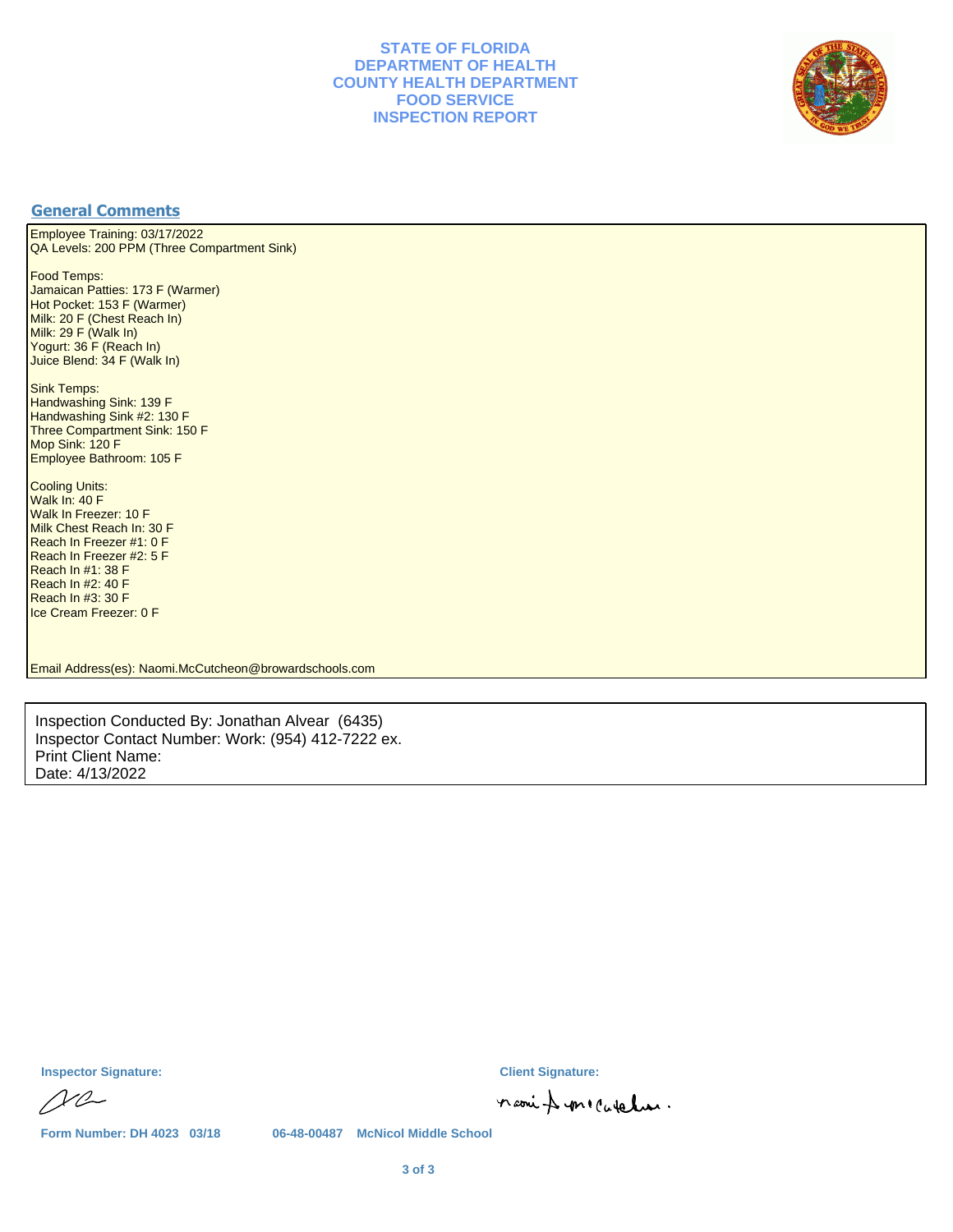STATE OF FLORIDA
DEPARTMENT OF HEALTH
COUNTY HEALTH DEPARTMENT
FOOD SERVICE
INSPECTION REPORT

## General Comments

Employee Training: 03/17/2022
QA Levels: 200 PPM (Three Compartment Sink)

Food Temps:
Jamaican Patties: 173 F (Warmer)
Hot Pocket: 153 F (Warmer)
Milk: 20 F (Chest Reach In)
Milk: 29 F (Walk In)
Yogurt: 36 F (Reach In)
Juice Blend: 34 F (Walk In)

Sink Temps:
Handwashing Sink: 139 F
Handwashing Sink #2: 130 F
Three Compartment Sink: 150 F
Mop Sink: 120 F
Employee Bathroom: 105 F

Cooling Units:
Walk In: 40 F
Walk In Freezer: 10 F
Milk Chest Reach In: 30 F
Reach In Freezer #1: 0 F
Reach In Freezer #2: 5 F
Reach In #1: 38 F
Reach In #2: 40 F
Reach In #3: 30 F
Ice Cream Freezer: 0 F

Email Address(es): Naomi.McCutcheon@browardschools.com

Inspection Conducted By: Jonathan Alvear (6435)
Inspector Contact Number: Work: (954) 412-7222 ex.
Print Client Name:
Date: 4/13/2022

**Inspector Signature:**

**Client Signature:**

Form Number: DH 4023 03/18 06-48-00487 McNicol Middle School